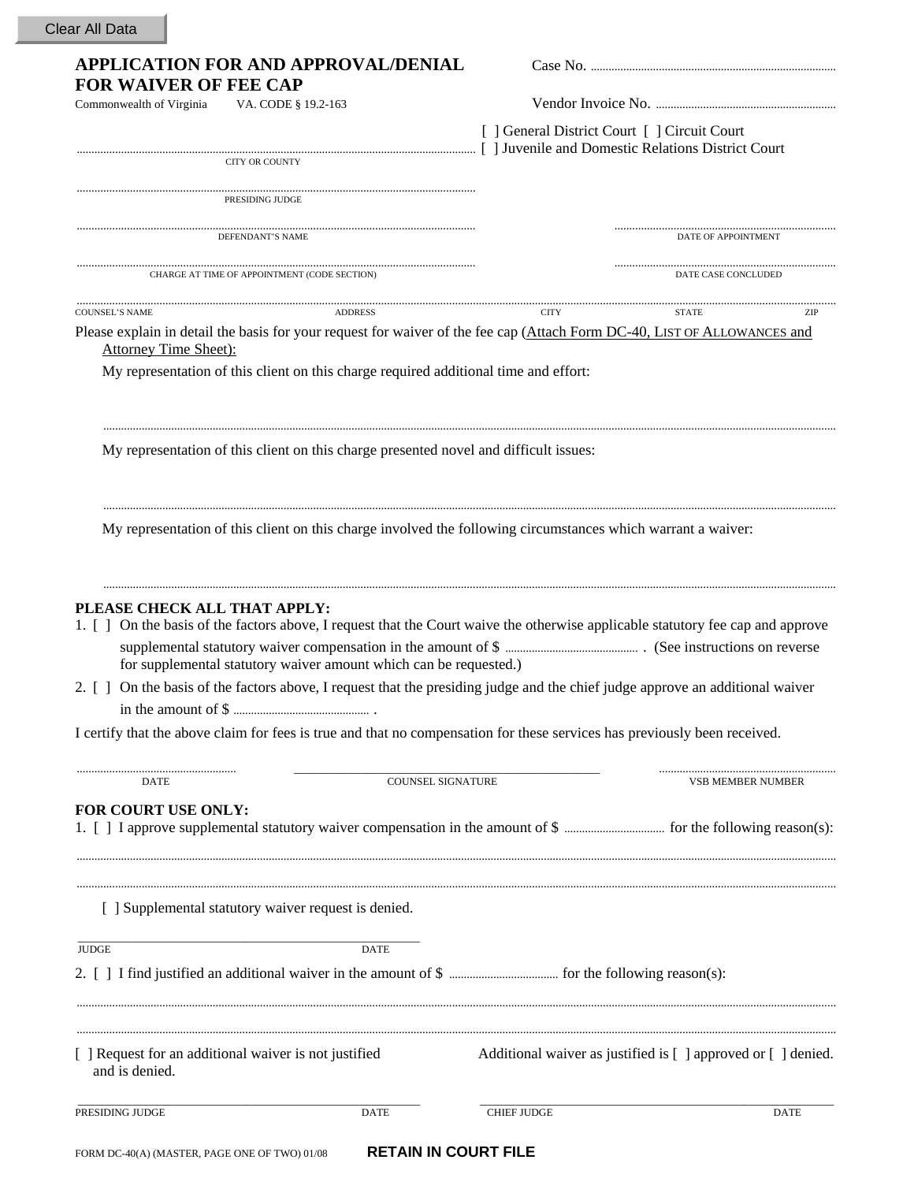Clear All Data

# APPLICATION FOR AND APPROVAL/DENIAL FOR WAIVER OF FEE CAP

Commonwealth of Virginia  VA. CODE § 19.2-163

Case No. ..................................................................................

Vendor Invoice No. ..............................................................

[ ] General District Court [ ] Circuit Court
[ ] Juvenile and Domestic Relations District Court

..............................................................................................................................
CITY OR COUNTY

..............................................................................................................................
PRESIDING JUDGE

..............................................................................................................................
DEFENDANT'S NAME

..............................................................................
DATE OF APPOINTMENT

..............................................................................................................................
CHARGE AT TIME OF APPOINTMENT (CODE SECTION)

..............................................................................
DATE CASE CONCLUDED

..............................................................................................................................................................................................................
COUNSEL'S NAME  ADDRESS  CITY  STATE  ZIP

Please explain in detail the basis for your request for waiver of the fee cap (Attach Form DC-40, LIST OF ALLOWANCES and Attorney Time Sheet):

My representation of this client on this charge required additional time and effort:

..............................................................................................................................................................................................................

My representation of this client on this charge presented novel and difficult issues:

..............................................................................................................................................................................................................

My representation of this client on this charge involved the following circumstances which warrant a waiver:

..............................................................................................................................................................................................................

**PLEASE CHECK ALL THAT APPLY:**

1. [ ] On the basis of the factors above, I request that the Court waive the otherwise applicable statutory fee cap and approve supplemental statutory waiver compensation in the amount of $ ................................................ . (See instructions on reverse for supplemental statutory waiver amount which can be requested.)
2. [ ] On the basis of the factors above, I request that the presiding judge and the chief judge approve an additional waiver in the amount of $ ................................................ .

I certify that the above claim for fees is true and that no compensation for these services has previously been received.

........................................................  ____________________________________________  ..............................................................
DATE  COUNSEL SIGNATURE  VSB MEMBER NUMBER

**FOR COURT USE ONLY:**

1. [ ] I approve supplemental statutory waiver compensation in the amount of $ .................................... for the following reason(s):

..............................................................................................................................................................................................................

..............................................................................................................................................................................................................

[ ] Supplemental statutory waiver request is denied.

____________________________________________
JUDGE  DATE

2. [ ] I find justified an additional waiver in the amount of $ .................................... for the following reason(s):

..............................................................................................................................................................................................................

..............................................................................................................................................................................................................

[ ] Request for an additional waiver is not justified and is denied.

Additional waiver as justified is [ ] approved or [ ] denied.

____________________________________________  ____________________________________________
PRESIDING JUDGE  DATE  CHIEF JUDGE  DATE

FORM DC-40(A) (MASTER, PAGE ONE OF TWO) 01/08  **RETAIN IN COURT FILE**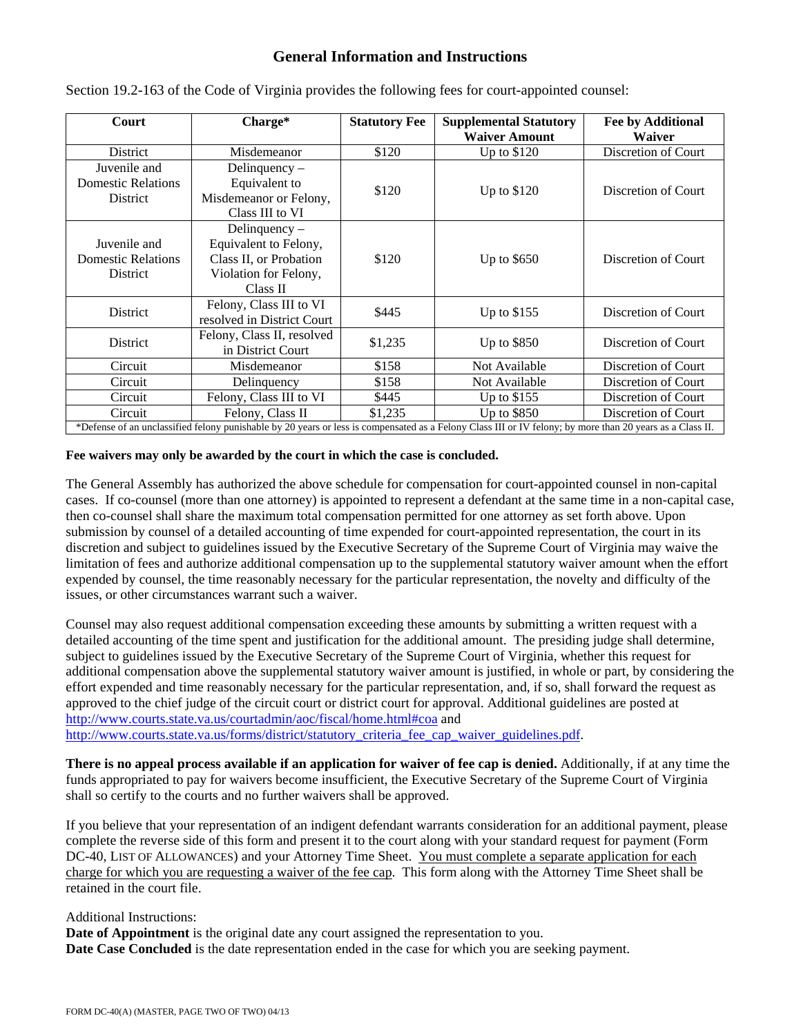# General Information and Instructions

Section 19.2-163 of the Code of Virginia provides the following fees for court-appointed counsel:

| Court | Charge* | Statutory Fee | Supplemental Statutory Waiver Amount | Fee by Additional Waiver |
|---|---|---|---|---|
| District | Misdemeanor | $120 | Up to $120 | Discretion of Court |
| Juvenile and Domestic Relations District | Delinquency – Equivalent to Misdemeanor or Felony, Class III to VI | $120 | Up to $120 | Discretion of Court |
| Juvenile and Domestic Relations District | Delinquency – Equivalent to Felony, Class II, or Probation Violation for Felony, Class II | $120 | Up to $650 | Discretion of Court |
| District | Felony, Class III to VI resolved in District Court | $445 | Up to $155 | Discretion of Court |
| District | Felony, Class II, resolved in District Court | $1,235 | Up to $850 | Discretion of Court |
| Circuit | Misdemeanor | $158 | Not Available | Discretion of Court |
| Circuit | Delinquency | $158 | Not Available | Discretion of Court |
| Circuit | Felony, Class III to VI | $445 | Up to $155 | Discretion of Court |
| Circuit | Felony, Class II | $1,235 | Up to $850 | Discretion of Court |

*Defense of an unclassified felony punishable by 20 years or less is compensated as a Felony Class III or IV felony; by more than 20 years as a Class II.

**Fee waivers may only be awarded by the court in which the case is concluded.**

The General Assembly has authorized the above schedule for compensation for court-appointed counsel in non-capital cases. If co-counsel (more than one attorney) is appointed to represent a defendant at the same time in a non-capital case, then co-counsel shall share the maximum total compensation permitted for one attorney as set forth above. Upon submission by counsel of a detailed accounting of time expended for court-appointed representation, the court in its discretion and subject to guidelines issued by the Executive Secretary of the Supreme Court of Virginia may waive the limitation of fees and authorize additional compensation up to the supplemental statutory waiver amount when the effort expended by counsel, the time reasonably necessary for the particular representation, the novelty and difficulty of the issues, or other circumstances warrant such a waiver.

Counsel may also request additional compensation exceeding these amounts by submitting a written request with a detailed accounting of the time spent and justification for the additional amount. The presiding judge shall determine, subject to guidelines issued by the Executive Secretary of the Supreme Court of Virginia, whether this request for additional compensation above the supplemental statutory waiver amount is justified, in whole or part, by considering the effort expended and time reasonably necessary for the particular representation, and, if so, shall forward the request as approved to the chief judge of the circuit court or district court for approval. Additional guidelines are posted at http://www.courts.state.va.us/courtadmin/aoc/fiscal/home.html#coa and http://www.courts.state.va.us/forms/district/statutory_criteria_fee_cap_waiver_guidelines.pdf.

**There is no appeal process available if an application for waiver of fee cap is denied.** Additionally, if at any time the funds appropriated to pay for waivers become insufficient, the Executive Secretary of the Supreme Court of Virginia shall so certify to the courts and no further waivers shall be approved.

If you believe that your representation of an indigent defendant warrants consideration for an additional payment, please complete the reverse side of this form and present it to the court along with your standard request for payment (Form DC-40, LIST OF ALLOWANCES) and your Attorney Time Sheet. You must complete a separate application for each charge for which you are requesting a waiver of the fee cap. This form along with the Attorney Time Sheet shall be retained in the court file.

Additional Instructions:
**Date of Appointment** is the original date any court assigned the representation to you.
**Date Case Concluded** is the date representation ended in the case for which you are seeking payment.

FORM DC-40(A) (MASTER, PAGE TWO OF TWO) 04/13